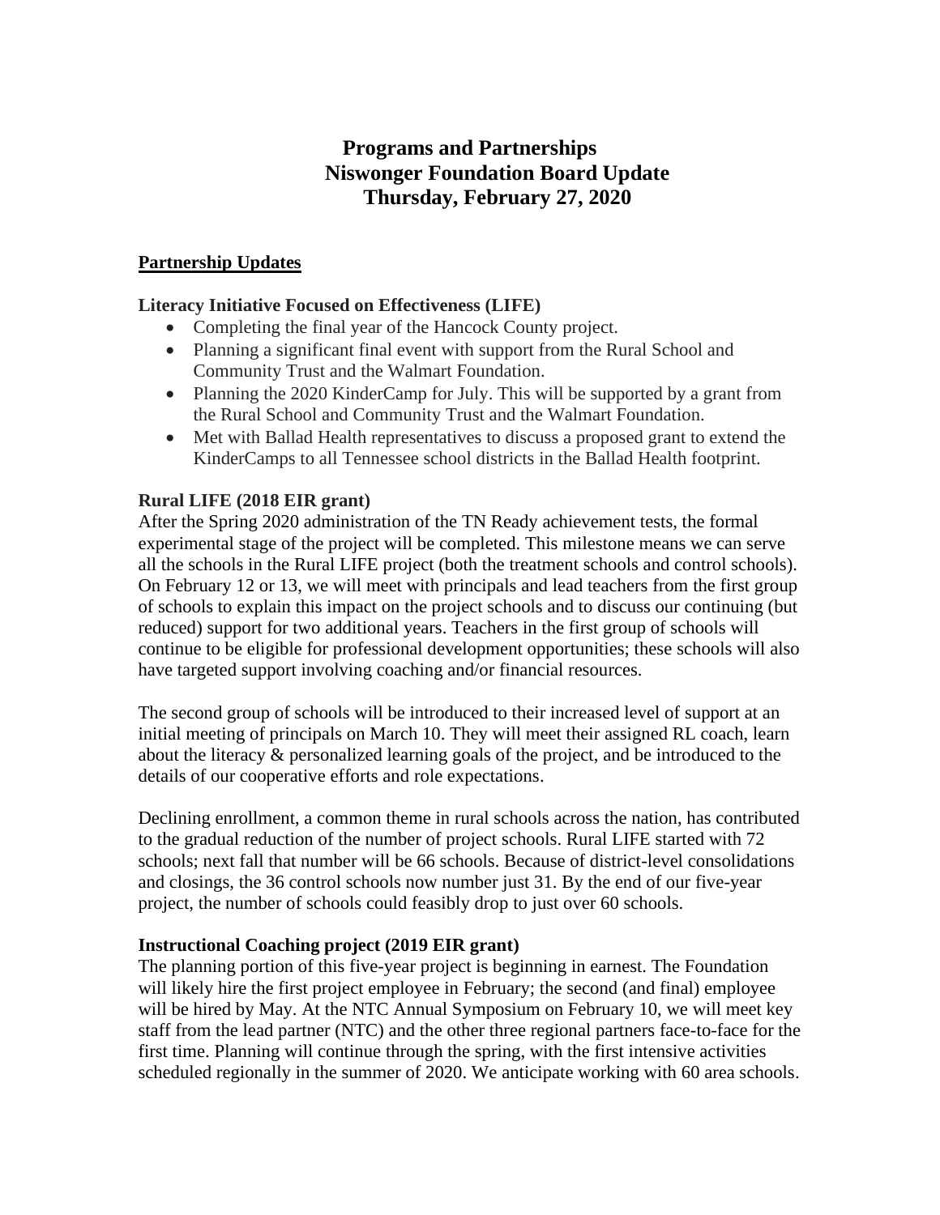# Programs and Partnerships
## Niswonger Foundation Board Update
## Thursday, February 27, 2020

### Partnership Updates

**Literacy Initiative Focused on Effectiveness (LIFE)**

- Completing the final year of the Hancock County project.
- Planning a significant final event with support from the Rural School and Community Trust and the Walmart Foundation.
- Planning the 2020 KinderCamp for July. This will be supported by a grant from the Rural School and Community Trust and the Walmart Foundation.
- Met with Ballad Health representatives to discuss a proposed grant to extend the KinderCamps to all Tennessee school districts in the Ballad Health footprint.

**Rural LIFE (2018 EIR grant)**

After the Spring 2020 administration of the TN Ready achievement tests, the formal experimental stage of the project will be completed. This milestone means we can serve all the schools in the Rural LIFE project (both the treatment schools and control schools). On February 12 or 13, we will meet with principals and lead teachers from the first group of schools to explain this impact on the project schools and to discuss our continuing (but reduced) support for two additional years. Teachers in the first group of schools will continue to be eligible for professional development opportunities; these schools will also have targeted support involving coaching and/or financial resources.

The second group of schools will be introduced to their increased level of support at an initial meeting of principals on March 10. They will meet their assigned RL coach, learn about the literacy & personalized learning goals of the project, and be introduced to the details of our cooperative efforts and role expectations.

Declining enrollment, a common theme in rural schools across the nation, has contributed to the gradual reduction of the number of project schools. Rural LIFE started with 72 schools; next fall that number will be 66 schools. Because of district-level consolidations and closings, the 36 control schools now number just 31. By the end of our five-year project, the number of schools could feasibly drop to just over 60 schools.

**Instructional Coaching project (2019 EIR grant)**

The planning portion of this five-year project is beginning in earnest. The Foundation will likely hire the first project employee in February; the second (and final) employee will be hired by May. At the NTC Annual Symposium on February 10, we will meet key staff from the lead partner (NTC) and the other three regional partners face-to-face for the first time. Planning will continue through the spring, with the first intensive activities scheduled regionally in the summer of 2020. We anticipate working with 60 area schools.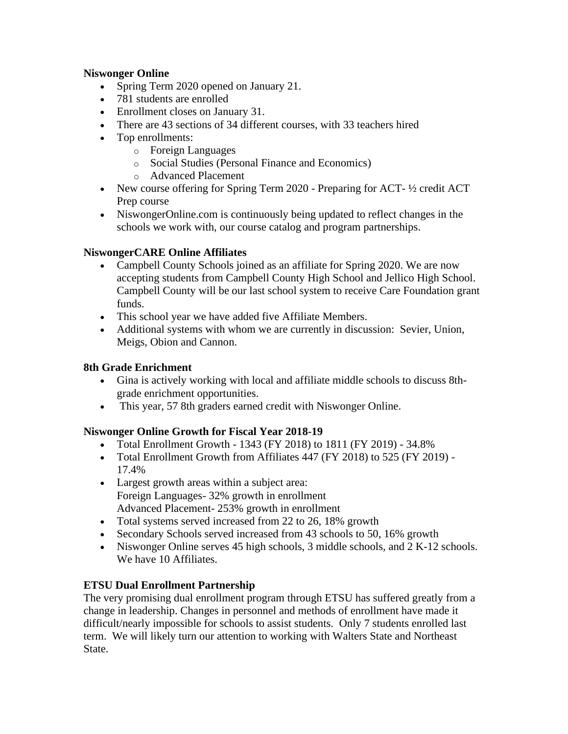**Niswonger Online**

- Spring Term 2020 opened on January 21.
- 781 students are enrolled
- Enrollment closes on January 31.
- There are 43 sections of 34 different courses, with 33 teachers hired
- Top enrollments:
  - Foreign Languages
  - Social Studies (Personal Finance and Economics)
  - Advanced Placement
- New course offering for Spring Term 2020 - Preparing for ACT- ½ credit ACT Prep course
- NiswongerOnline.com is continuously being updated to reflect changes in the schools we work with, our course catalog and program partnerships.

**NiswongerCARE Online Affiliates**

- Campbell County Schools joined as an affiliate for Spring 2020. We are now accepting students from Campbell County High School and Jellico High School. Campbell County will be our last school system to receive Care Foundation grant funds.
- This school year we have added five Affiliate Members.
- Additional systems with whom we are currently in discussion: Sevier, Union, Meigs, Obion and Cannon.

**8th Grade Enrichment**

- Gina is actively working with local and affiliate middle schools to discuss 8th-grade enrichment opportunities.
- This year, 57 8th graders earned credit with Niswonger Online.

**Niswonger Online Growth for Fiscal Year 2018-19**

- Total Enrollment Growth - 1343 (FY 2018) to 1811 (FY 2019) - 34.8%
- Total Enrollment Growth from Affiliates 447 (FY 2018) to 525 (FY 2019) - 17.4%
- Largest growth areas within a subject area:
  Foreign Languages- 32% growth in enrollment
  Advanced Placement- 253% growth in enrollment
- Total systems served increased from 22 to 26, 18% growth
- Secondary Schools served increased from 43 schools to 50, 16% growth
- Niswonger Online serves 45 high schools, 3 middle schools, and 2 K-12 schools. We have 10 Affiliates.

**ETSU Dual Enrollment Partnership**

The very promising dual enrollment program through ETSU has suffered greatly from a change in leadership. Changes in personnel and methods of enrollment have made it difficult/nearly impossible for schools to assist students. Only 7 students enrolled last term. We will likely turn our attention to working with Walters State and Northeast State.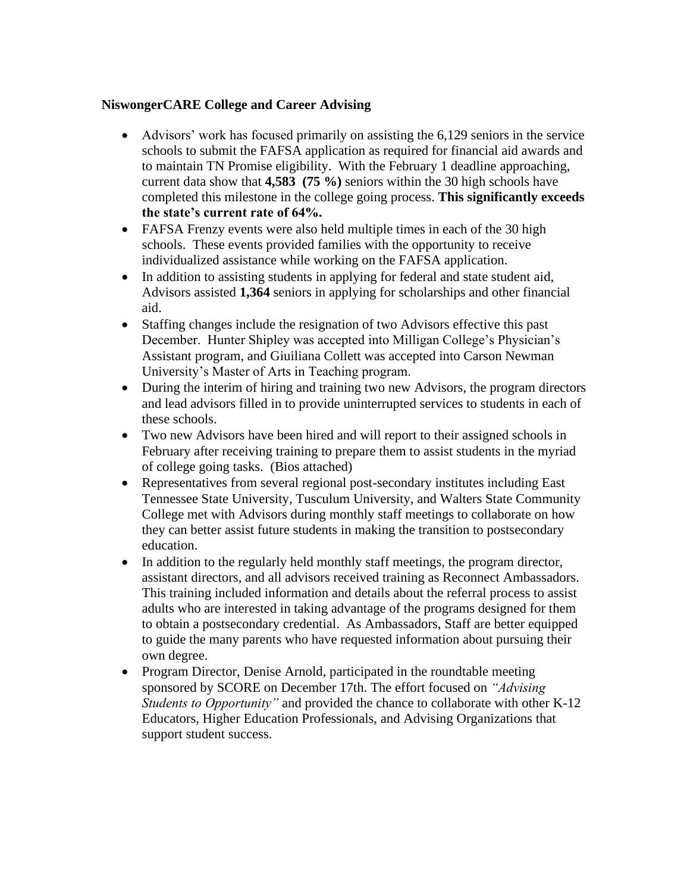**NiswongerCARE College and Career Advising**

- Advisors' work has focused primarily on assisting the 6,129 seniors in the service schools to submit the FAFSA application as required for financial aid awards and to maintain TN Promise eligibility. With the February 1 deadline approaching, current data show that **4,583 (75 %)** seniors within the 30 high schools have completed this milestone in the college going process. **This significantly exceeds the state's current rate of 64%.**
- FAFSA Frenzy events were also held multiple times in each of the 30 high schools. These events provided families with the opportunity to receive individualized assistance while working on the FAFSA application.
- In addition to assisting students in applying for federal and state student aid, Advisors assisted **1,364** seniors in applying for scholarships and other financial aid.
- Staffing changes include the resignation of two Advisors effective this past December. Hunter Shipley was accepted into Milligan College's Physician's Assistant program, and Giuiliana Collett was accepted into Carson Newman University's Master of Arts in Teaching program.
- During the interim of hiring and training two new Advisors, the program directors and lead advisors filled in to provide uninterrupted services to students in each of these schools.
- Two new Advisors have been hired and will report to their assigned schools in February after receiving training to prepare them to assist students in the myriad of college going tasks. (Bios attached)
- Representatives from several regional post-secondary institutes including East Tennessee State University, Tusculum University, and Walters State Community College met with Advisors during monthly staff meetings to collaborate on how they can better assist future students in making the transition to postsecondary education.
- In addition to the regularly held monthly staff meetings, the program director, assistant directors, and all advisors received training as Reconnect Ambassadors. This training included information and details about the referral process to assist adults who are interested in taking advantage of the programs designed for them to obtain a postsecondary credential. As Ambassadors, Staff are better equipped to guide the many parents who have requested information about pursuing their own degree.
- Program Director, Denise Arnold, participated in the roundtable meeting sponsored by SCORE on December 17th. The effort focused on *"Advising Students to Opportunity"* and provided the chance to collaborate with other K-12 Educators, Higher Education Professionals, and Advising Organizations that support student success.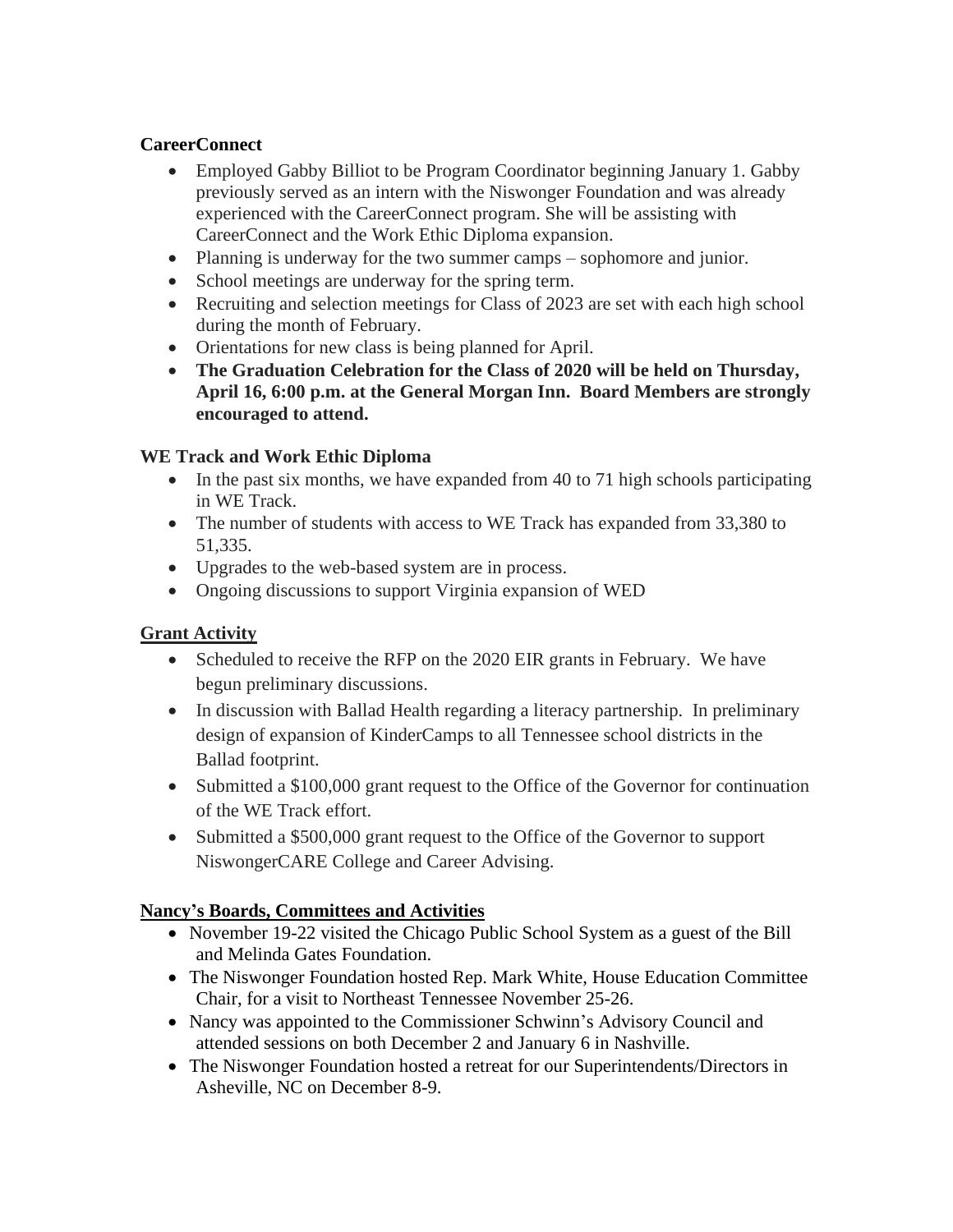**CareerConnect**

- Employed Gabby Billiot to be Program Coordinator beginning January 1. Gabby previously served as an intern with the Niswonger Foundation and was already experienced with the CareerConnect program. She will be assisting with CareerConnect and the Work Ethic Diploma expansion.
- Planning is underway for the two summer camps – sophomore and junior.
- School meetings are underway for the spring term.
- Recruiting and selection meetings for Class of 2023 are set with each high school during the month of February.
- Orientations for new class is being planned for April.
- **The Graduation Celebration for the Class of 2020 will be held on Thursday, April 16, 6:00 p.m. at the General Morgan Inn. Board Members are strongly encouraged to attend.**

**WE Track and Work Ethic Diploma**

- In the past six months, we have expanded from 40 to 71 high schools participating in WE Track.
- The number of students with access to WE Track has expanded from 33,380 to 51,335.
- Upgrades to the web-based system are in process.
- Ongoing discussions to support Virginia expansion of WED

**Grant Activity**

- Scheduled to receive the RFP on the 2020 EIR grants in February. We have begun preliminary discussions.
- In discussion with Ballad Health regarding a literacy partnership. In preliminary design of expansion of KinderCamps to all Tennessee school districts in the Ballad footprint.
- Submitted a $100,000 grant request to the Office of the Governor for continuation of the WE Track effort.
- Submitted a $500,000 grant request to the Office of the Governor to support NiswongerCARE College and Career Advising.

**Nancy's Boards, Committees and Activities**

- November 19-22 visited the Chicago Public School System as a guest of the Bill and Melinda Gates Foundation.
- The Niswonger Foundation hosted Rep. Mark White, House Education Committee Chair, for a visit to Northeast Tennessee November 25-26.
- Nancy was appointed to the Commissioner Schwinn's Advisory Council and attended sessions on both December 2 and January 6 in Nashville.
- The Niswonger Foundation hosted a retreat for our Superintendents/Directors in Asheville, NC on December 8-9.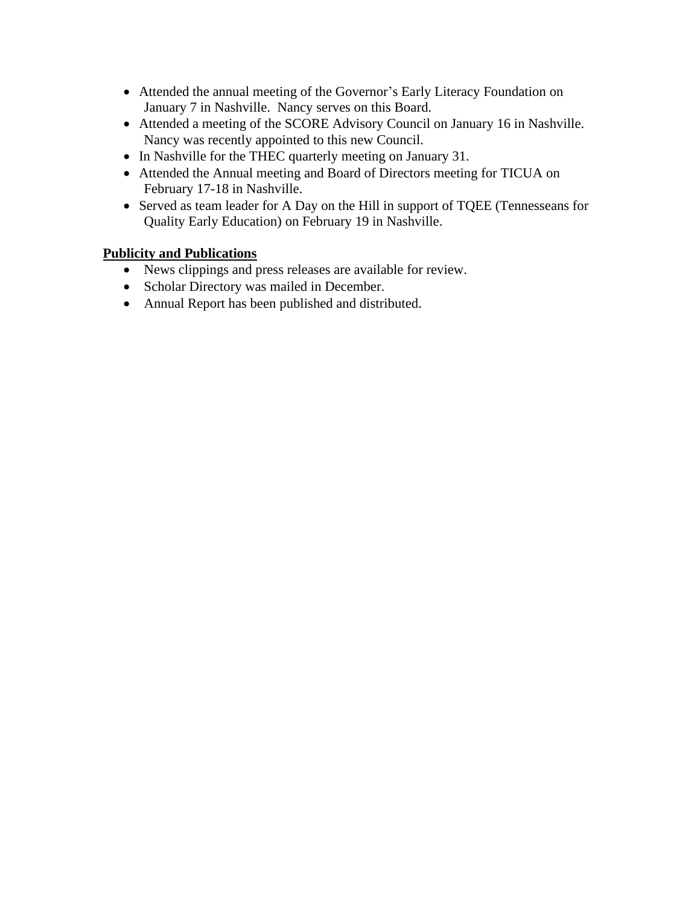- Attended the annual meeting of the Governor's Early Literacy Foundation on January 7 in Nashville. Nancy serves on this Board.
- Attended a meeting of the SCORE Advisory Council on January 16 in Nashville. Nancy was recently appointed to this new Council.
- In Nashville for the THEC quarterly meeting on January 31.
- Attended the Annual meeting and Board of Directors meeting for TICUA on February 17-18 in Nashville.
- Served as team leader for A Day on the Hill in support of TQEE (Tennesseans for Quality Early Education) on February 19 in Nashville.

**Publicity and Publications**

- News clippings and press releases are available for review.
- Scholar Directory was mailed in December.
- Annual Report has been published and distributed.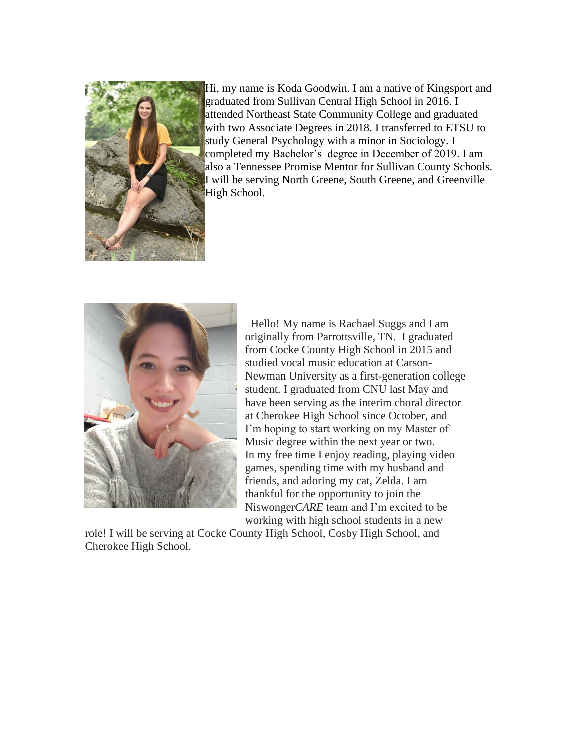Hi, my name is Koda Goodwin. I am a native of Kingsport and graduated from Sullivan Central High School in 2016. I attended Northeast State Community College and graduated with two Associate Degrees in 2018. I transferred to ETSU to study General Psychology with a minor in Sociology. I completed my Bachelor's degree in December of 2019. I am also a Tennessee Promise Mentor for Sullivan County Schools. I will be serving North Greene, South Greene, and Greenville High School.

Hello! My name is Rachael Suggs and I am originally from Parrottsville, TN. I graduated from Cocke County High School in 2015 and studied vocal music education at Carson-Newman University as a first-generation college student. I graduated from CNU last May and have been serving as the interim choral director at Cherokee High School since October, and I'm hoping to start working on my Master of Music degree within the next year or two. In my free time I enjoy reading, playing video games, spending time with my husband and friends, and adoring my cat, Zelda. I am thankful for the opportunity to join the Niswonger*CARE* team and I'm excited to be working with high school students in a new role! I will be serving at Cocke County High School, Cosby High School, and Cherokee High School.